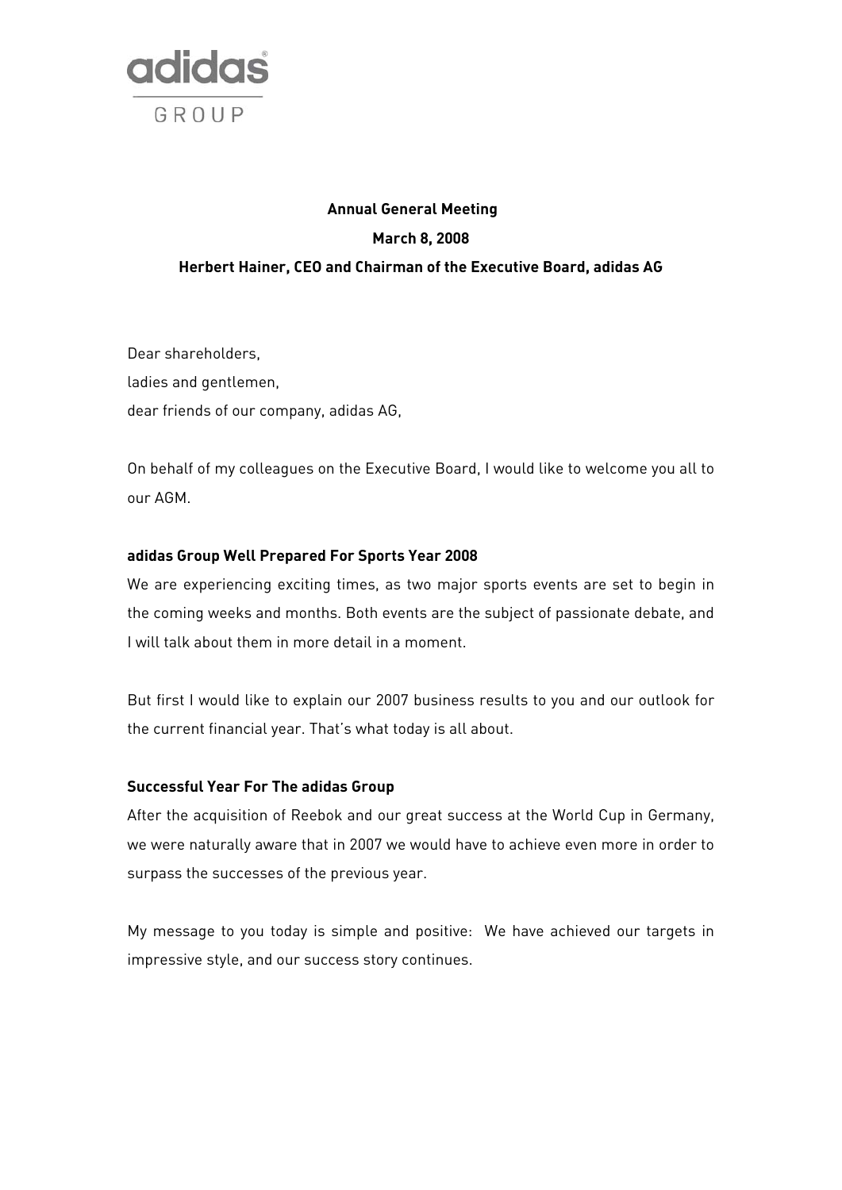**Annual General Meeting**

**March 8, 2008**

**Herbert Hainer, CEO and Chairman of the Executive Board, adidas AG**

Dear shareholders,
ladies and gentlemen,
dear friends of our company, adidas AG,

On behalf of my colleagues on the Executive Board, I would like to welcome you all to our AGM.

## adidas Group Well Prepared For Sports Year 2008

We are experiencing exciting times, as two major sports events are set to begin in the coming weeks and months. Both events are the subject of passionate debate, and I will talk about them in more detail in a moment.

But first I would like to explain our 2007 business results to you and our outlook for the current financial year. That's what today is all about.

## Successful Year For The adidas Group

After the acquisition of Reebok and our great success at the World Cup in Germany, we were naturally aware that in 2007 we would have to achieve even more in order to surpass the successes of the previous year.

My message to you today is simple and positive: We have achieved our targets in impressive style, and our success story continues.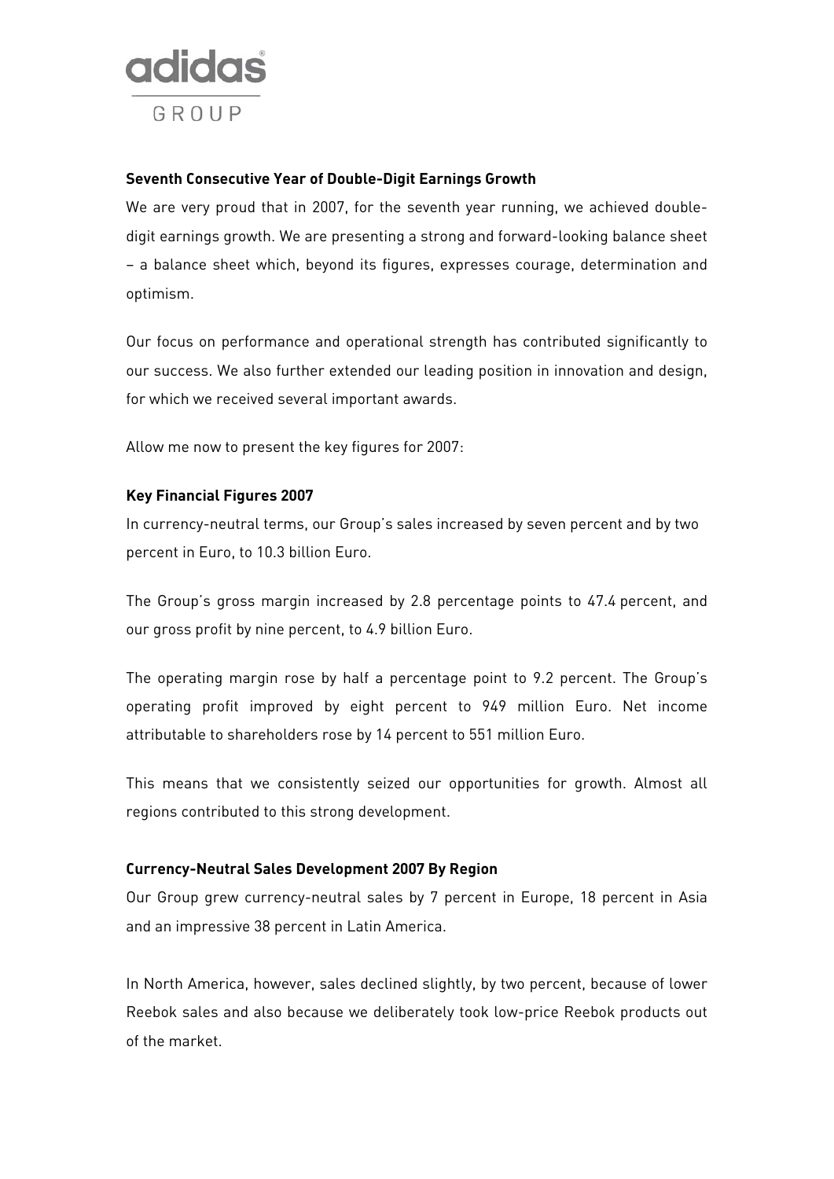### Seventh Consecutive Year of Double-Digit Earnings Growth

We are very proud that in 2007, for the seventh year running, we achieved double-digit earnings growth. We are presenting a strong and forward-looking balance sheet – a balance sheet which, beyond its figures, expresses courage, determination and optimism.

Our focus on performance and operational strength has contributed significantly to our success. We also further extended our leading position in innovation and design, for which we received several important awards.

Allow me now to present the key figures for 2007:

### Key Financial Figures 2007

In currency-neutral terms, our Group's sales increased by seven percent and by two percent in Euro, to 10.3 billion Euro.

The Group's gross margin increased by 2.8 percentage points to 47.4 percent, and our gross profit by nine percent, to 4.9 billion Euro.

The operating margin rose by half a percentage point to 9.2 percent. The Group's operating profit improved by eight percent to 949 million Euro. Net income attributable to shareholders rose by 14 percent to 551 million Euro.

This means that we consistently seized our opportunities for growth. Almost all regions contributed to this strong development.

### Currency-Neutral Sales Development 2007 By Region

Our Group grew currency-neutral sales by 7 percent in Europe, 18 percent in Asia and an impressive 38 percent in Latin America.

In North America, however, sales declined slightly, by two percent, because of lower Reebok sales and also because we deliberately took low-price Reebok products out of the market.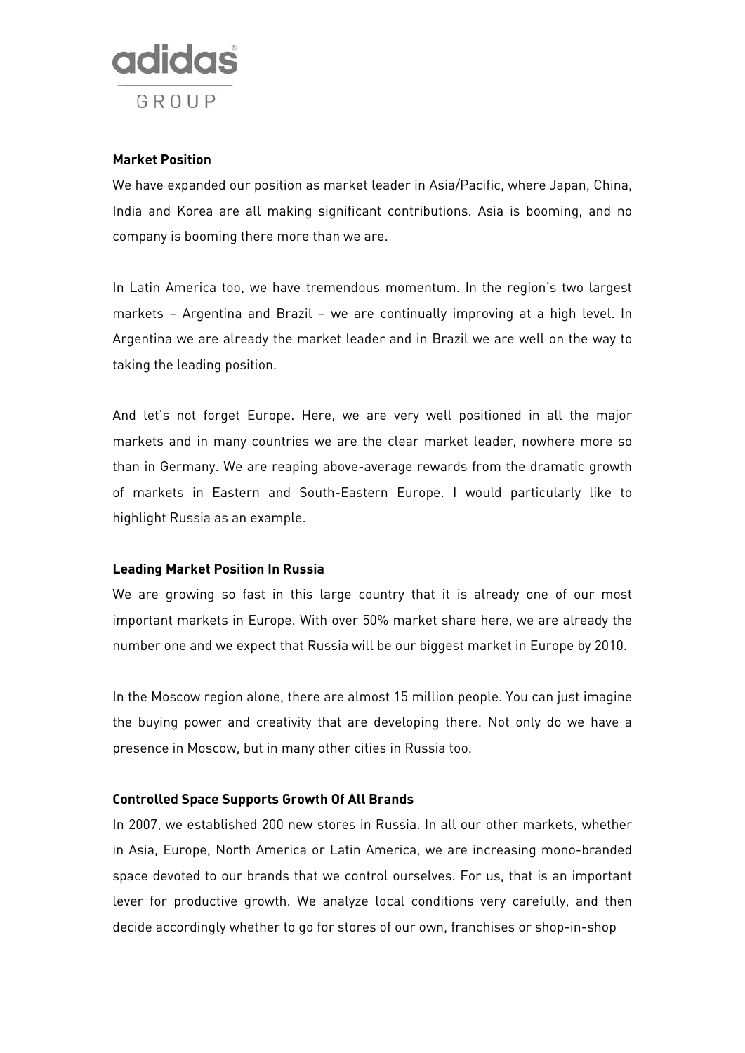**Market Position**

We have expanded our position as market leader in Asia/Pacific, where Japan, China, India and Korea are all making significant contributions. Asia is booming, and no company is booming there more than we are.

In Latin America too, we have tremendous momentum. In the region's two largest markets – Argentina and Brazil – we are continually improving at a high level. In Argentina we are already the market leader and in Brazil we are well on the way to taking the leading position.

And let's not forget Europe. Here, we are very well positioned in all the major markets and in many countries we are the clear market leader, nowhere more so than in Germany. We are reaping above-average rewards from the dramatic growth of markets in Eastern and South-Eastern Europe. I would particularly like to highlight Russia as an example.

**Leading Market Position In Russia**

We are growing so fast in this large country that it is already one of our most important markets in Europe. With over 50% market share here, we are already the number one and we expect that Russia will be our biggest market in Europe by 2010.

In the Moscow region alone, there are almost 15 million people. You can just imagine the buying power and creativity that are developing there. Not only do we have a presence in Moscow, but in many other cities in Russia too.

**Controlled Space Supports Growth Of All Brands**

In 2007, we established 200 new stores in Russia. In all our other markets, whether in Asia, Europe, North America or Latin America, we are increasing mono-branded space devoted to our brands that we control ourselves. For us, that is an important lever for productive growth. We analyze local conditions very carefully, and then decide accordingly whether to go for stores of our own, franchises or shop-in-shop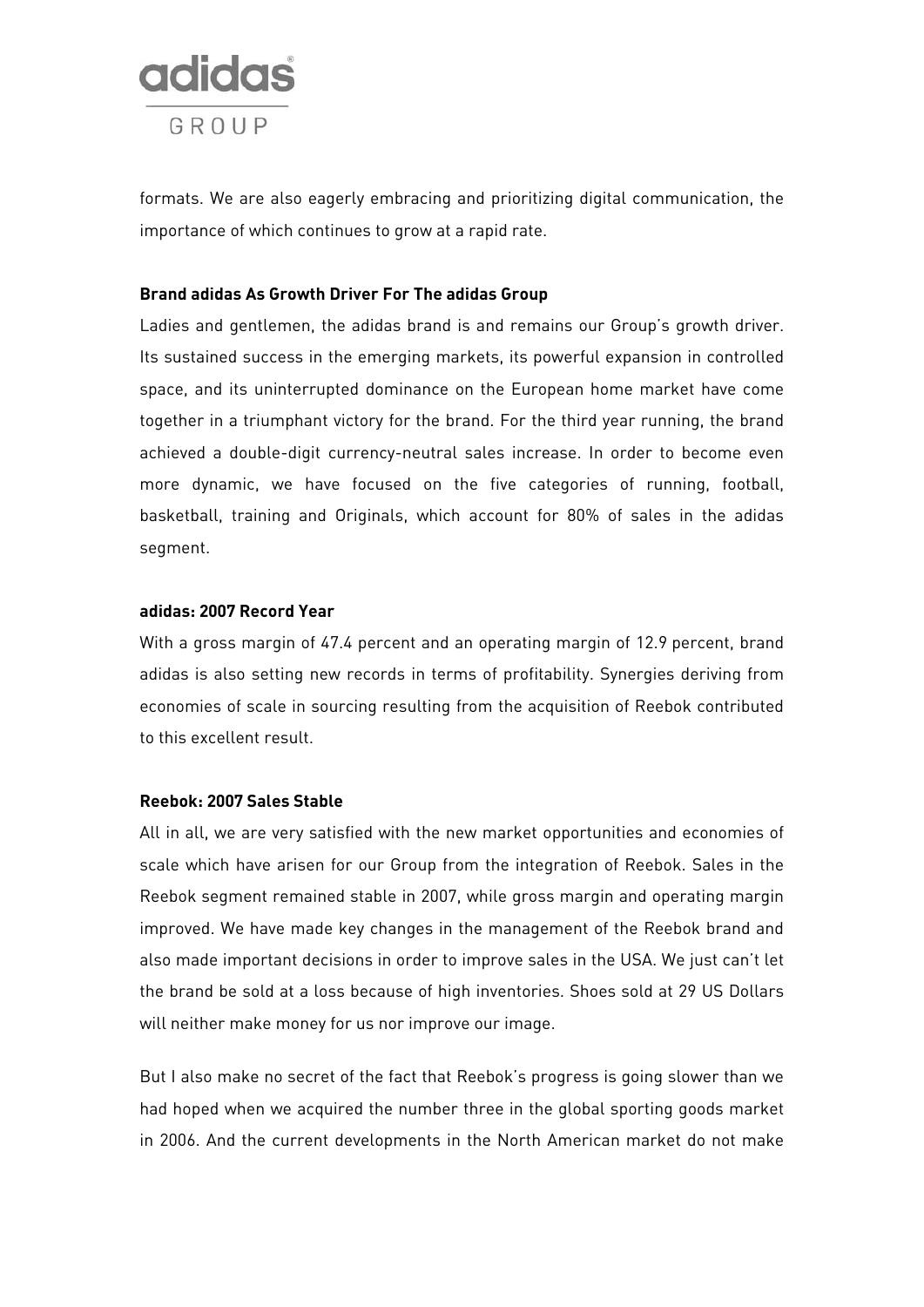formats. We are also eagerly embracing and prioritizing digital communication, the importance of which continues to grow at a rapid rate.

**Brand adidas As Growth Driver For The adidas Group**

Ladies and gentlemen, the adidas brand is and remains our Group's growth driver. Its sustained success in the emerging markets, its powerful expansion in controlled space, and its uninterrupted dominance on the European home market have come together in a triumphant victory for the brand. For the third year running, the brand achieved a double-digit currency-neutral sales increase. In order to become even more dynamic, we have focused on the five categories of running, football, basketball, training and Originals, which account for 80% of sales in the adidas segment.

**adidas: 2007 Record Year**

With a gross margin of 47.4 percent and an operating margin of 12.9 percent, brand adidas is also setting new records in terms of profitability. Synergies deriving from economies of scale in sourcing resulting from the acquisition of Reebok contributed to this excellent result.

**Reebok: 2007 Sales Stable**

All in all, we are very satisfied with the new market opportunities and economies of scale which have arisen for our Group from the integration of Reebok. Sales in the Reebok segment remained stable in 2007, while gross margin and operating margin improved. We have made key changes in the management of the Reebok brand and also made important decisions in order to improve sales in the USA. We just can't let the brand be sold at a loss because of high inventories. Shoes sold at 29 US Dollars will neither make money for us nor improve our image.

But I also make no secret of the fact that Reebok's progress is going slower than we had hoped when we acquired the number three in the global sporting goods market in 2006. And the current developments in the North American market do not make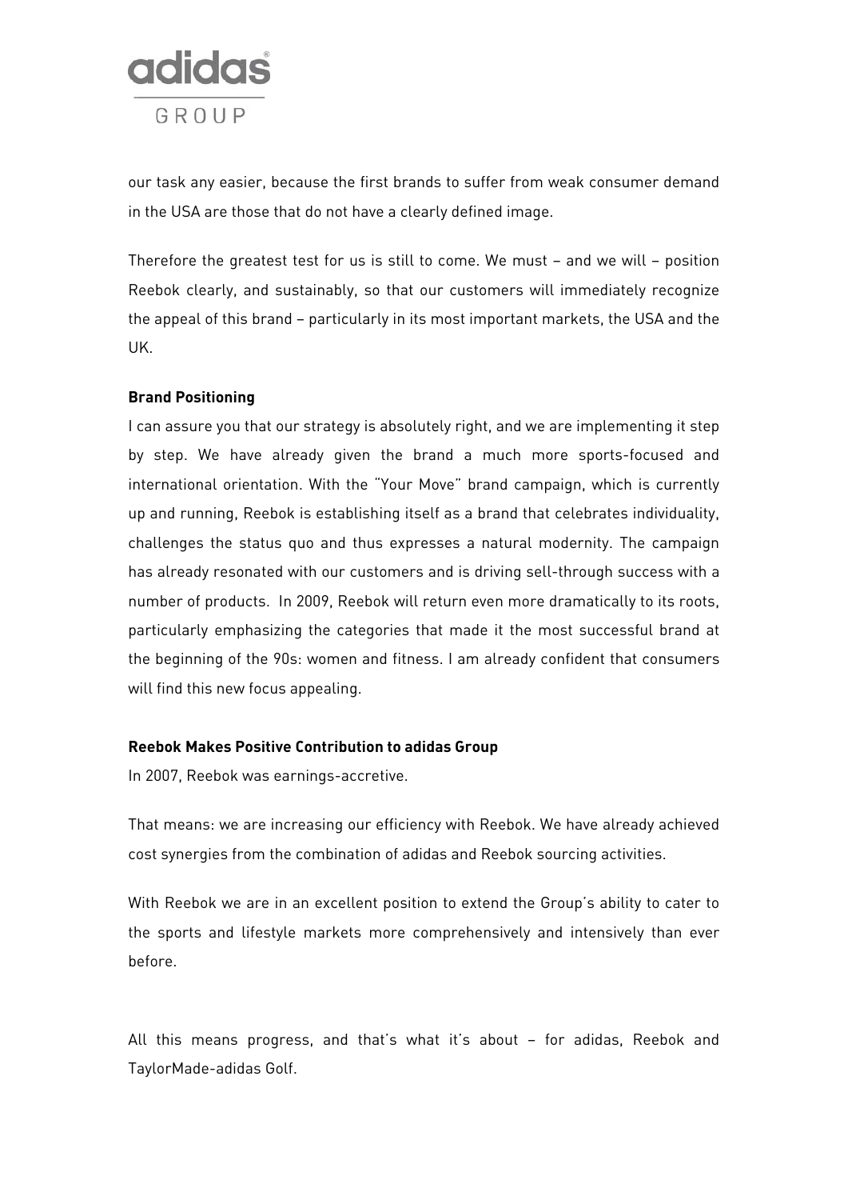our task any easier, because the first brands to suffer from weak consumer demand in the USA are those that do not have a clearly defined image.

Therefore the greatest test for us is still to come. We must – and we will – position Reebok clearly, and sustainably, so that our customers will immediately recognize the appeal of this brand – particularly in its most important markets, the USA and the UK.

**Brand Positioning**

I can assure you that our strategy is absolutely right, and we are implementing it step by step. We have already given the brand a much more sports-focused and international orientation. With the "Your Move" brand campaign, which is currently up and running, Reebok is establishing itself as a brand that celebrates individuality, challenges the status quo and thus expresses a natural modernity. The campaign has already resonated with our customers and is driving sell-through success with a number of products. In 2009, Reebok will return even more dramatically to its roots, particularly emphasizing the categories that made it the most successful brand at the beginning of the 90s: women and fitness. I am already confident that consumers will find this new focus appealing.

**Reebok Makes Positive Contribution to adidas Group**

In 2007, Reebok was earnings-accretive.

That means: we are increasing our efficiency with Reebok. We have already achieved cost synergies from the combination of adidas and Reebok sourcing activities.

With Reebok we are in an excellent position to extend the Group's ability to cater to the sports and lifestyle markets more comprehensively and intensively than ever before.

All this means progress, and that's what it's about – for adidas, Reebok and TaylorMade-adidas Golf.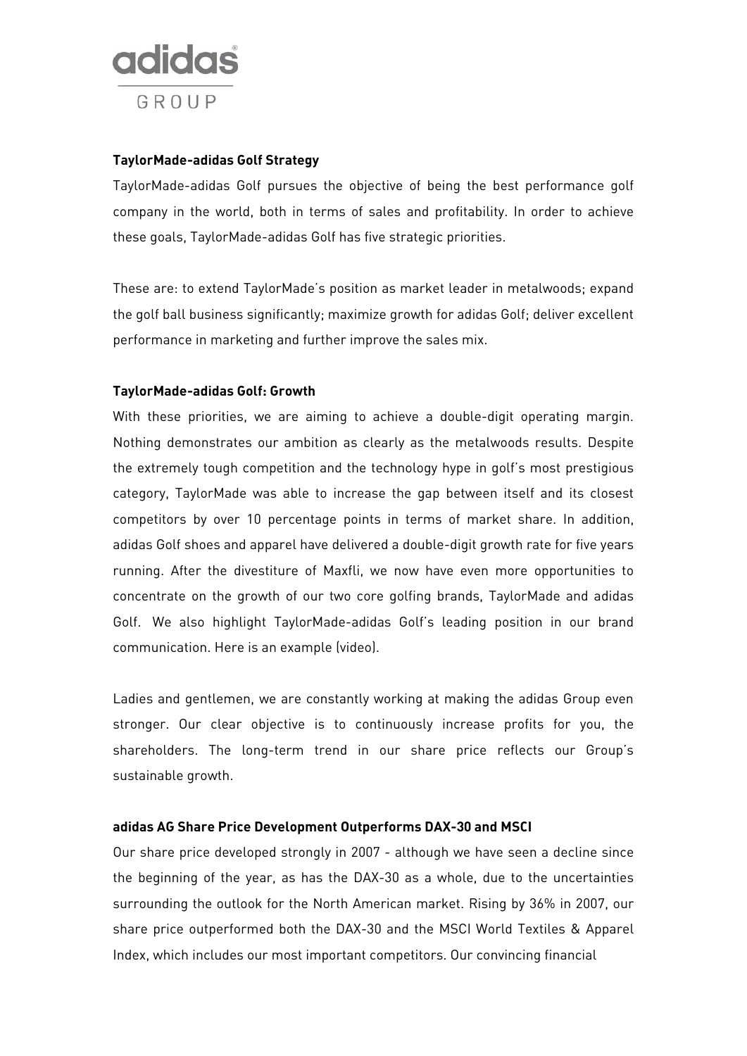**TaylorMade-adidas Golf Strategy**

TaylorMade-adidas Golf pursues the objective of being the best performance golf company in the world, both in terms of sales and profitability. In order to achieve these goals, TaylorMade-adidas Golf has five strategic priorities.

These are: to extend TaylorMade's position as market leader in metalwoods; expand the golf ball business significantly; maximize growth for adidas Golf; deliver excellent performance in marketing and further improve the sales mix.

**TaylorMade-adidas Golf: Growth**

With these priorities, we are aiming to achieve a double-digit operating margin. Nothing demonstrates our ambition as clearly as the metalwoods results. Despite the extremely tough competition and the technology hype in golf's most prestigious category, TaylorMade was able to increase the gap between itself and its closest competitors by over 10 percentage points in terms of market share. In addition, adidas Golf shoes and apparel have delivered a double-digit growth rate for five years running. After the divestiture of Maxfli, we now have even more opportunities to concentrate on the growth of our two core golfing brands, TaylorMade and adidas Golf. We also highlight TaylorMade-adidas Golf's leading position in our brand communication. Here is an example (video).

Ladies and gentlemen, we are constantly working at making the adidas Group even stronger. Our clear objective is to continuously increase profits for you, the shareholders. The long-term trend in our share price reflects our Group's sustainable growth.

**adidas AG Share Price Development Outperforms DAX-30 and MSCI**

Our share price developed strongly in 2007 - although we have seen a decline since the beginning of the year, as has the DAX-30 as a whole, due to the uncertainties surrounding the outlook for the North American market. Rising by 36% in 2007, our share price outperformed both the DAX-30 and the MSCI World Textiles & Apparel Index, which includes our most important competitors. Our convincing financial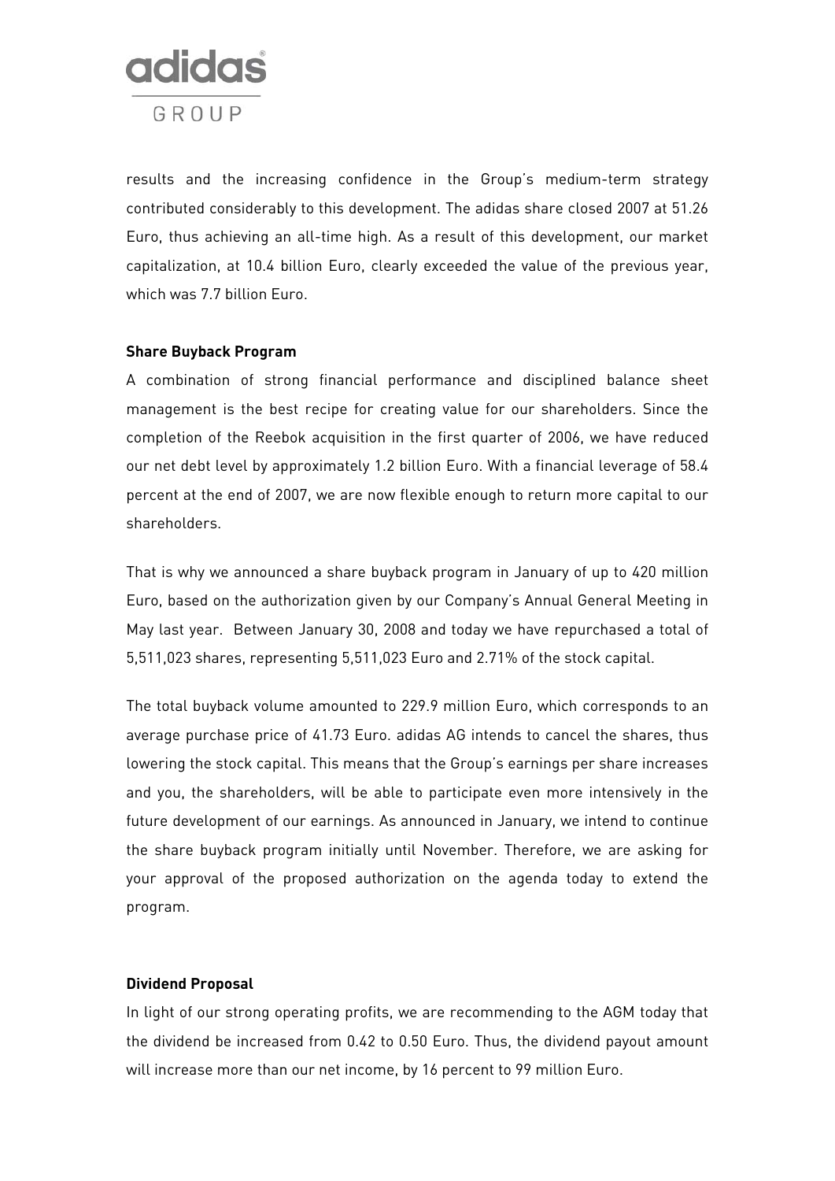results and the increasing confidence in the Group's medium-term strategy contributed considerably to this development. The adidas share closed 2007 at 51.26 Euro, thus achieving an all-time high. As a result of this development, our market capitalization, at 10.4 billion Euro, clearly exceeded the value of the previous year, which was 7.7 billion Euro.

**Share Buyback Program**

A combination of strong financial performance and disciplined balance sheet management is the best recipe for creating value for our shareholders. Since the completion of the Reebok acquisition in the first quarter of 2006, we have reduced our net debt level by approximately 1.2 billion Euro. With a financial leverage of 58.4 percent at the end of 2007, we are now flexible enough to return more capital to our shareholders.

That is why we announced a share buyback program in January of up to 420 million Euro, based on the authorization given by our Company's Annual General Meeting in May last year. Between January 30, 2008 and today we have repurchased a total of 5,511,023 shares, representing 5,511,023 Euro and 2.71% of the stock capital.

The total buyback volume amounted to 229.9 million Euro, which corresponds to an average purchase price of 41.73 Euro. adidas AG intends to cancel the shares, thus lowering the stock capital. This means that the Group's earnings per share increases and you, the shareholders, will be able to participate even more intensively in the future development of our earnings. As announced in January, we intend to continue the share buyback program initially until November. Therefore, we are asking for your approval of the proposed authorization on the agenda today to extend the program.

**Dividend Proposal**

In light of our strong operating profits, we are recommending to the AGM today that the dividend be increased from 0.42 to 0.50 Euro. Thus, the dividend payout amount will increase more than our net income, by 16 percent to 99 million Euro.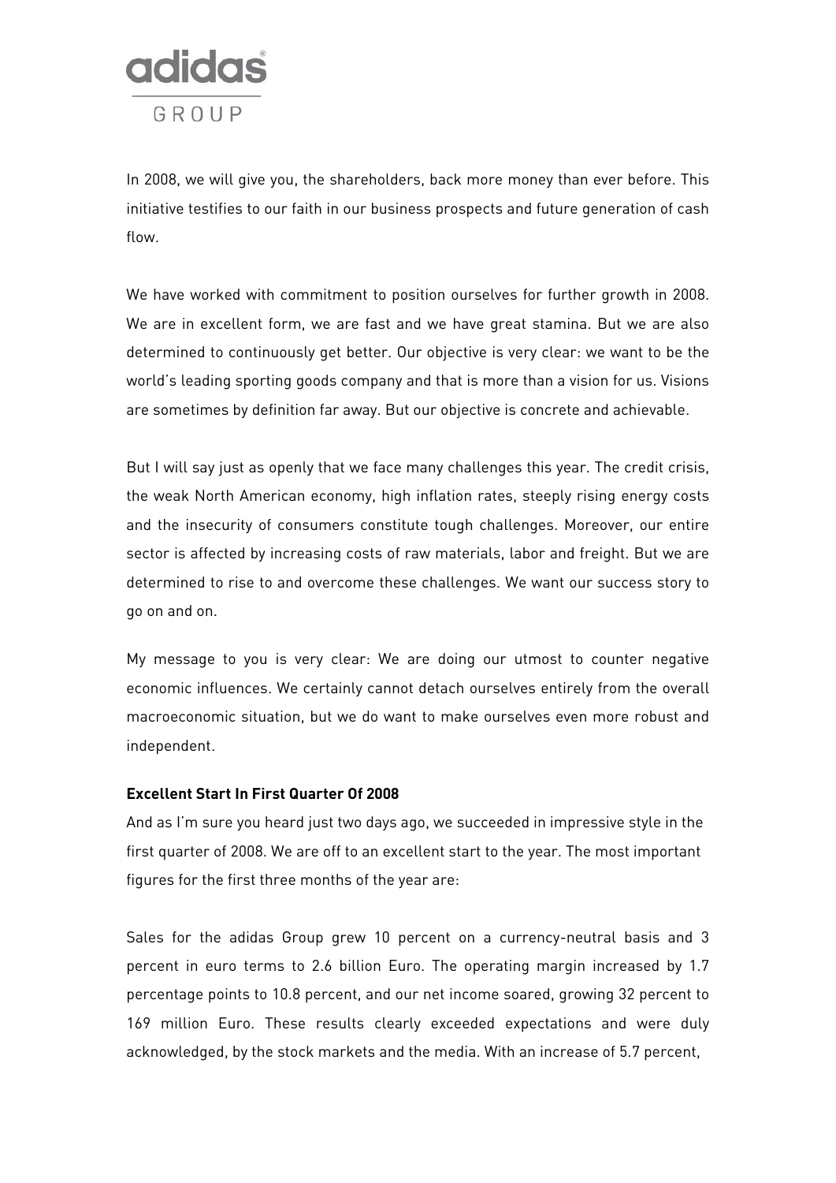In 2008, we will give you, the shareholders, back more money than ever before. This initiative testifies to our faith in our business prospects and future generation of cash flow.

We have worked with commitment to position ourselves for further growth in 2008. We are in excellent form, we are fast and we have great stamina. But we are also determined to continuously get better. Our objective is very clear: we want to be the world's leading sporting goods company and that is more than a vision for us. Visions are sometimes by definition far away. But our objective is concrete and achievable.

But I will say just as openly that we face many challenges this year. The credit crisis, the weak North American economy, high inflation rates, steeply rising energy costs and the insecurity of consumers constitute tough challenges. Moreover, our entire sector is affected by increasing costs of raw materials, labor and freight. But we are determined to rise to and overcome these challenges. We want our success story to go on and on.

My message to you is very clear: We are doing our utmost to counter negative economic influences. We certainly cannot detach ourselves entirely from the overall macroeconomic situation, but we do want to make ourselves even more robust and independent.

**Excellent Start In First Quarter Of 2008**

And as I'm sure you heard just two days ago, we succeeded in impressive style in the first quarter of 2008. We are off to an excellent start to the year. The most important figures for the first three months of the year are:

Sales for the adidas Group grew 10 percent on a currency-neutral basis and 3 percent in euro terms to 2.6 billion Euro. The operating margin increased by 1.7 percentage points to 10.8 percent, and our net income soared, growing 32 percent to 169 million Euro. These results clearly exceeded expectations and were duly acknowledged, by the stock markets and the media. With an increase of 5.7 percent,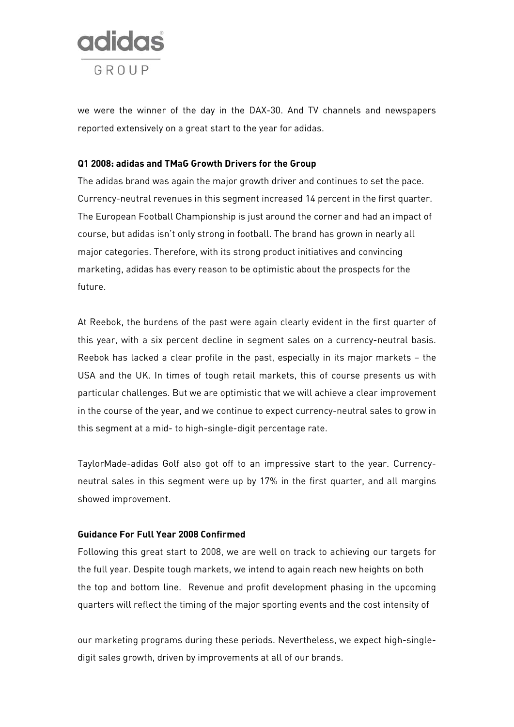we were the winner of the day in the DAX-30. And TV channels and newspapers reported extensively on a great start to the year for adidas.

**Q1 2008: adidas and TMaG Growth Drivers for the Group**

The adidas brand was again the major growth driver and continues to set the pace. Currency-neutral revenues in this segment increased 14 percent in the first quarter. The European Football Championship is just around the corner and had an impact of course, but adidas isn't only strong in football. The brand has grown in nearly all major categories. Therefore, with its strong product initiatives and convincing marketing, adidas has every reason to be optimistic about the prospects for the future.

At Reebok, the burdens of the past were again clearly evident in the first quarter of this year, with a six percent decline in segment sales on a currency-neutral basis. Reebok has lacked a clear profile in the past, especially in its major markets – the USA and the UK. In times of tough retail markets, this of course presents us with particular challenges. But we are optimistic that we will achieve a clear improvement in the course of the year, and we continue to expect currency-neutral sales to grow in this segment at a mid- to high-single-digit percentage rate.

TaylorMade-adidas Golf also got off to an impressive start to the year. Currency-neutral sales in this segment were up by 17% in the first quarter, and all margins showed improvement.

**Guidance For Full Year 2008 Confirmed**

Following this great start to 2008, we are well on track to achieving our targets for the full year. Despite tough markets, we intend to again reach new heights on both the top and bottom line. Revenue and profit development phasing in the upcoming quarters will reflect the timing of the major sporting events and the cost intensity of our marketing programs during these periods. Nevertheless, we expect high-single-digit sales growth, driven by improvements at all of our brands.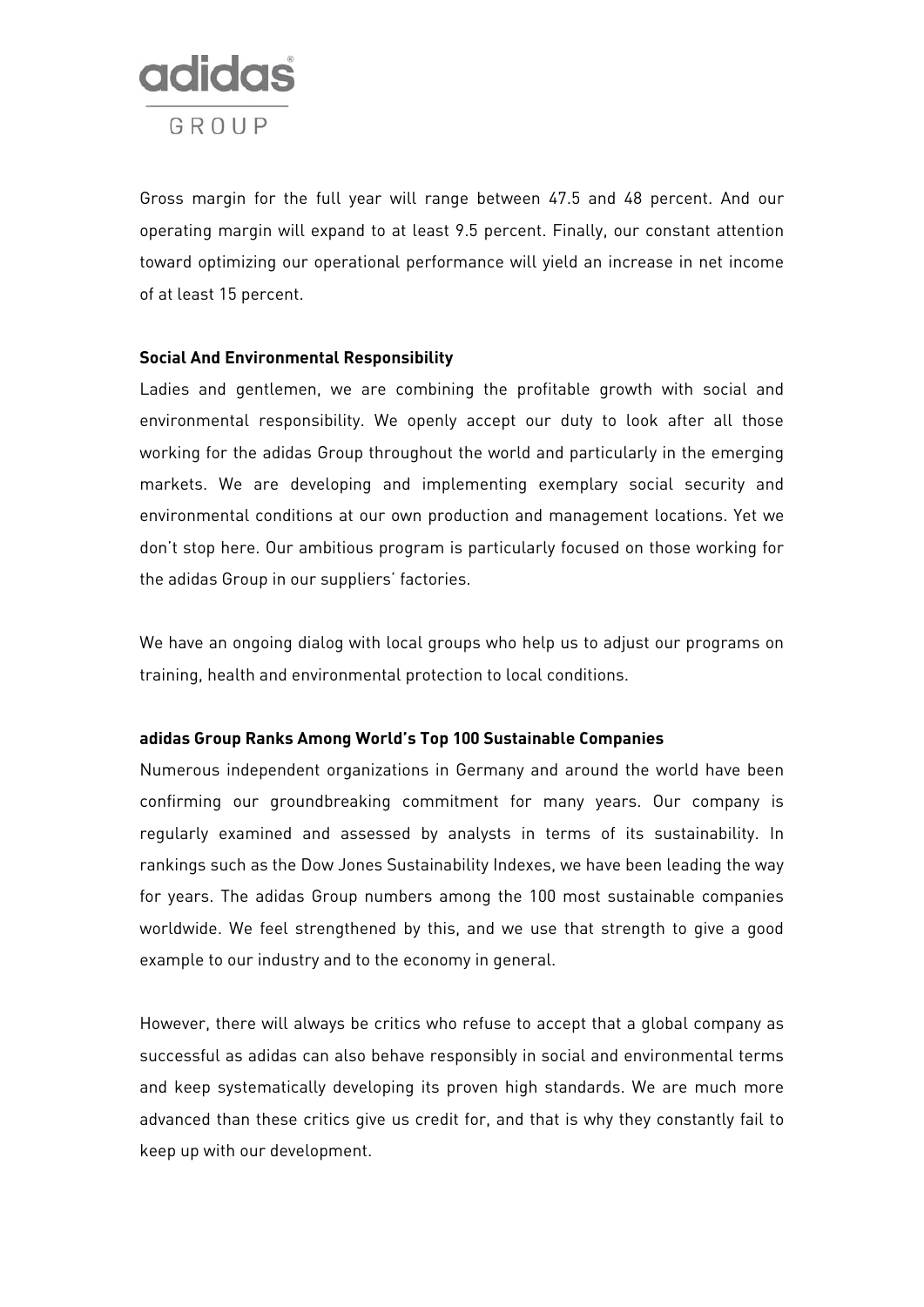Gross margin for the full year will range between 47.5 and 48 percent. And our operating margin will expand to at least 9.5 percent. Finally, our constant attention toward optimizing our operational performance will yield an increase in net income of at least 15 percent.

**Social And Environmental Responsibility**

Ladies and gentlemen, we are combining the profitable growth with social and environmental responsibility. We openly accept our duty to look after all those working for the adidas Group throughout the world and particularly in the emerging markets. We are developing and implementing exemplary social security and environmental conditions at our own production and management locations. Yet we don't stop here. Our ambitious program is particularly focused on those working for the adidas Group in our suppliers' factories.

We have an ongoing dialog with local groups who help us to adjust our programs on training, health and environmental protection to local conditions.

**adidas Group Ranks Among World's Top 100 Sustainable Companies**

Numerous independent organizations in Germany and around the world have been confirming our groundbreaking commitment for many years. Our company is regularly examined and assessed by analysts in terms of its sustainability. In rankings such as the Dow Jones Sustainability Indexes, we have been leading the way for years. The adidas Group numbers among the 100 most sustainable companies worldwide. We feel strengthened by this, and we use that strength to give a good example to our industry and to the economy in general.

However, there will always be critics who refuse to accept that a global company as successful as adidas can also behave responsibly in social and environmental terms and keep systematically developing its proven high standards. We are much more advanced than these critics give us credit for, and that is why they constantly fail to keep up with our development.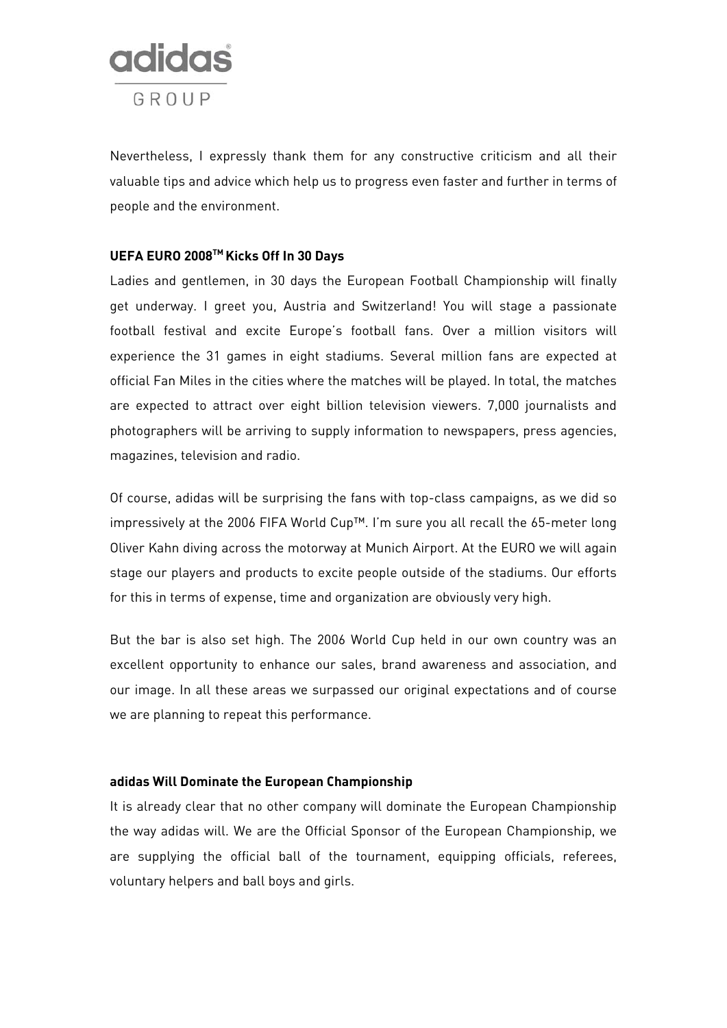Nevertheless, I expressly thank them for any constructive criticism and all their valuable tips and advice which help us to progress even faster and further in terms of people and the environment.

**UEFA EURO 2008™ Kicks Off In 30 Days**

Ladies and gentlemen, in 30 days the European Football Championship will finally get underway. I greet you, Austria and Switzerland! You will stage a passionate football festival and excite Europe's football fans. Over a million visitors will experience the 31 games in eight stadiums. Several million fans are expected at official Fan Miles in the cities where the matches will be played. In total, the matches are expected to attract over eight billion television viewers. 7,000 journalists and photographers will be arriving to supply information to newspapers, press agencies, magazines, television and radio.

Of course, adidas will be surprising the fans with top-class campaigns, as we did so impressively at the 2006 FIFA World Cup™. I'm sure you all recall the 65-meter long Oliver Kahn diving across the motorway at Munich Airport. At the EURO we will again stage our players and products to excite people outside of the stadiums. Our efforts for this in terms of expense, time and organization are obviously very high.

But the bar is also set high. The 2006 World Cup held in our own country was an excellent opportunity to enhance our sales, brand awareness and association, and our image. In all these areas we surpassed our original expectations and of course we are planning to repeat this performance.

**adidas Will Dominate the European Championship**

It is already clear that no other company will dominate the European Championship the way adidas will. We are the Official Sponsor of the European Championship, we are supplying the official ball of the tournament, equipping officials, referees, voluntary helpers and ball boys and girls.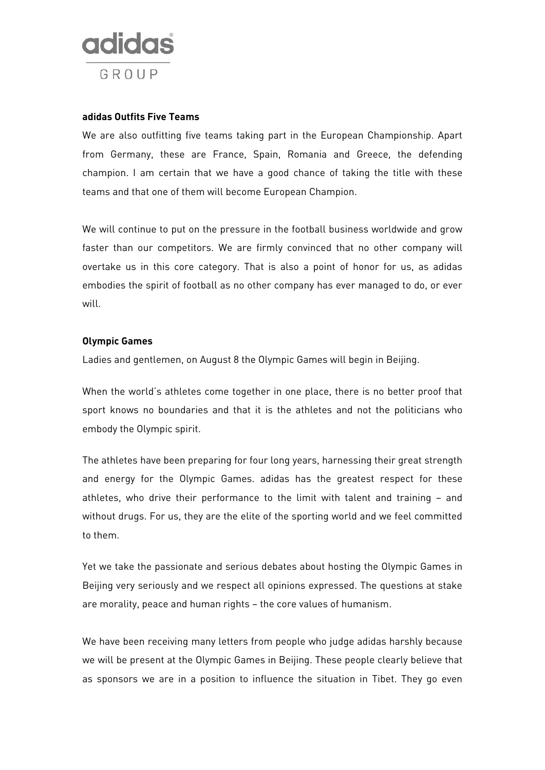**adidas Outfits Five Teams**

We are also outfitting five teams taking part in the European Championship. Apart from Germany, these are France, Spain, Romania and Greece, the defending champion. I am certain that we have a good chance of taking the title with these teams and that one of them will become European Champion.

We will continue to put on the pressure in the football business worldwide and grow faster than our competitors. We are firmly convinced that no other company will overtake us in this core category. That is also a point of honor for us, as adidas embodies the spirit of football as no other company has ever managed to do, or ever will.

**Olympic Games**

Ladies and gentlemen, on August 8 the Olympic Games will begin in Beijing.

When the world's athletes come together in one place, there is no better proof that sport knows no boundaries and that it is the athletes and not the politicians who embody the Olympic spirit.

The athletes have been preparing for four long years, harnessing their great strength and energy for the Olympic Games. adidas has the greatest respect for these athletes, who drive their performance to the limit with talent and training – and without drugs. For us, they are the elite of the sporting world and we feel committed to them.

Yet we take the passionate and serious debates about hosting the Olympic Games in Beijing very seriously and we respect all opinions expressed. The questions at stake are morality, peace and human rights – the core values of humanism.

We have been receiving many letters from people who judge adidas harshly because we will be present at the Olympic Games in Beijing. These people clearly believe that as sponsors we are in a position to influence the situation in Tibet. They go even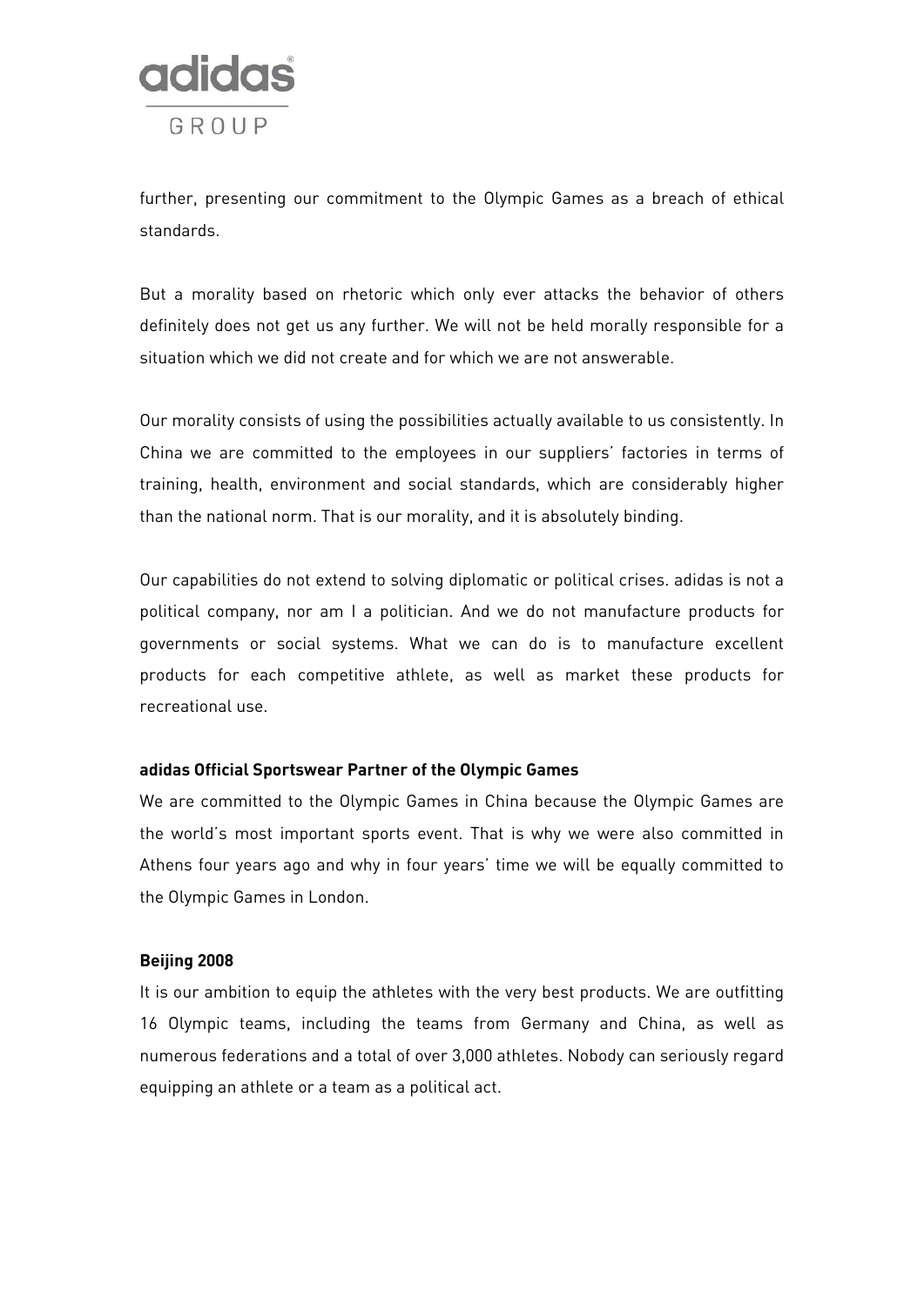further, presenting our commitment to the Olympic Games as a breach of ethical standards.

But a morality based on rhetoric which only ever attacks the behavior of others definitely does not get us any further. We will not be held morally responsible for a situation which we did not create and for which we are not answerable.

Our morality consists of using the possibilities actually available to us consistently. In China we are committed to the employees in our suppliers' factories in terms of training, health, environment and social standards, which are considerably higher than the national norm. That is our morality, and it is absolutely binding.

Our capabilities do not extend to solving diplomatic or political crises. adidas is not a political company, nor am I a politician. And we do not manufacture products for governments or social systems. What we can do is to manufacture excellent products for each competitive athlete, as well as market these products for recreational use.

**adidas Official Sportswear Partner of the Olympic Games**

We are committed to the Olympic Games in China because the Olympic Games are the world's most important sports event. That is why we were also committed in Athens four years ago and why in four years' time we will be equally committed to the Olympic Games in London.

**Beijing 2008**

It is our ambition to equip the athletes with the very best products. We are outfitting 16 Olympic teams, including the teams from Germany and China, as well as numerous federations and a total of over 3,000 athletes. Nobody can seriously regard equipping an athlete or a team as a political act.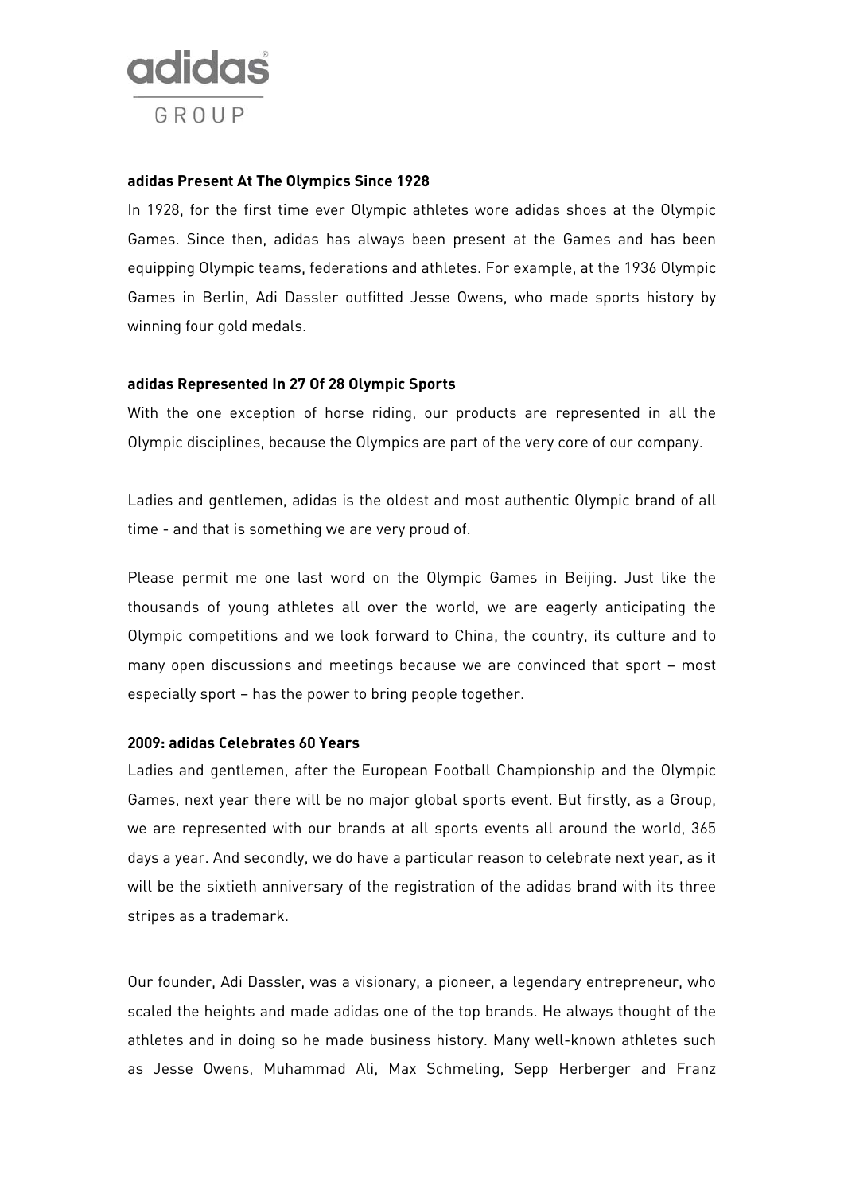**adidas Present At The Olympics Since 1928**

In 1928, for the first time ever Olympic athletes wore adidas shoes at the Olympic Games. Since then, adidas has always been present at the Games and has been equipping Olympic teams, federations and athletes. For example, at the 1936 Olympic Games in Berlin, Adi Dassler outfitted Jesse Owens, who made sports history by winning four gold medals.

**adidas Represented In 27 Of 28 Olympic Sports**

With the one exception of horse riding, our products are represented in all the Olympic disciplines, because the Olympics are part of the very core of our company.

Ladies and gentlemen, adidas is the oldest and most authentic Olympic brand of all time - and that is something we are very proud of.

Please permit me one last word on the Olympic Games in Beijing. Just like the thousands of young athletes all over the world, we are eagerly anticipating the Olympic competitions and we look forward to China, the country, its culture and to many open discussions and meetings because we are convinced that sport – most especially sport – has the power to bring people together.

**2009: adidas Celebrates 60 Years**

Ladies and gentlemen, after the European Football Championship and the Olympic Games, next year there will be no major global sports event. But firstly, as a Group, we are represented with our brands at all sports events all around the world, 365 days a year. And secondly, we do have a particular reason to celebrate next year, as it will be the sixtieth anniversary of the registration of the adidas brand with its three stripes as a trademark.

Our founder, Adi Dassler, was a visionary, a pioneer, a legendary entrepreneur, who scaled the heights and made adidas one of the top brands. He always thought of the athletes and in doing so he made business history. Many well-known athletes such as Jesse Owens, Muhammad Ali, Max Schmeling, Sepp Herberger and Franz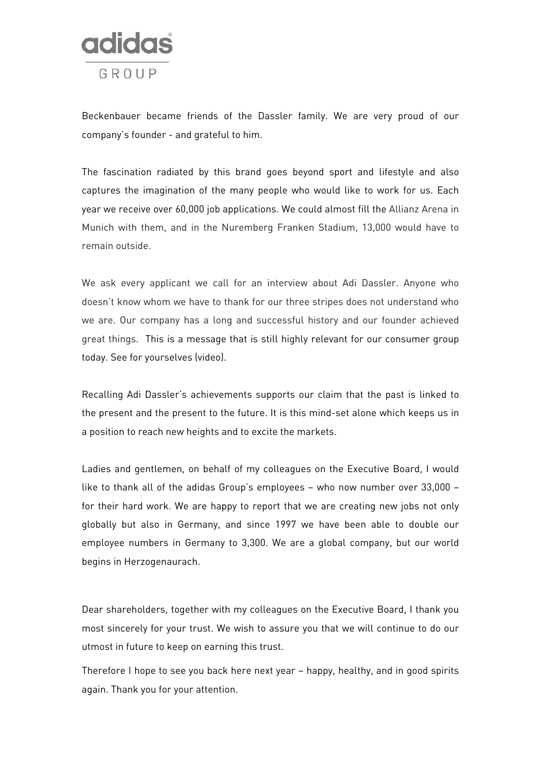Beckenbauer became friends of the Dassler family. We are very proud of our company's founder - and grateful to him.

The fascination radiated by this brand goes beyond sport and lifestyle and also captures the imagination of the many people who would like to work for us. Each year we receive over 60,000 job applications. We could almost fill the Allianz Arena in Munich with them, and in the Nuremberg Franken Stadium, 13,000 would have to remain outside.

We ask every applicant we call for an interview about Adi Dassler. Anyone who doesn't know whom we have to thank for our three stripes does not understand who we are. Our company has a long and successful history and our founder achieved great things. This is a message that is still highly relevant for our consumer group today. See for yourselves (video).

Recalling Adi Dassler's achievements supports our claim that the past is linked to the present and the present to the future. It is this mind-set alone which keeps us in a position to reach new heights and to excite the markets.

Ladies and gentlemen, on behalf of my colleagues on the Executive Board, I would like to thank all of the adidas Group's employees – who now number over 33,000 – for their hard work. We are happy to report that we are creating new jobs not only globally but also in Germany, and since 1997 we have been able to double our employee numbers in Germany to 3,300. We are a global company, but our world begins in Herzogenaurach.

Dear shareholders, together with my colleagues on the Executive Board, I thank you most sincerely for your trust. We wish to assure you that we will continue to do our utmost in future to keep on earning this trust.

Therefore I hope to see you back here next year – happy, healthy, and in good spirits again. Thank you for your attention.